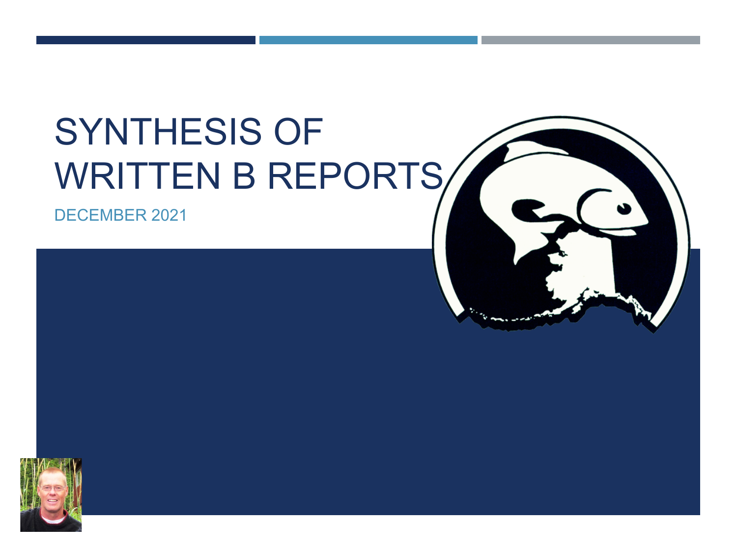# SYNTHESIS OF WRITTEN B REPORTS

DECEMBER 2021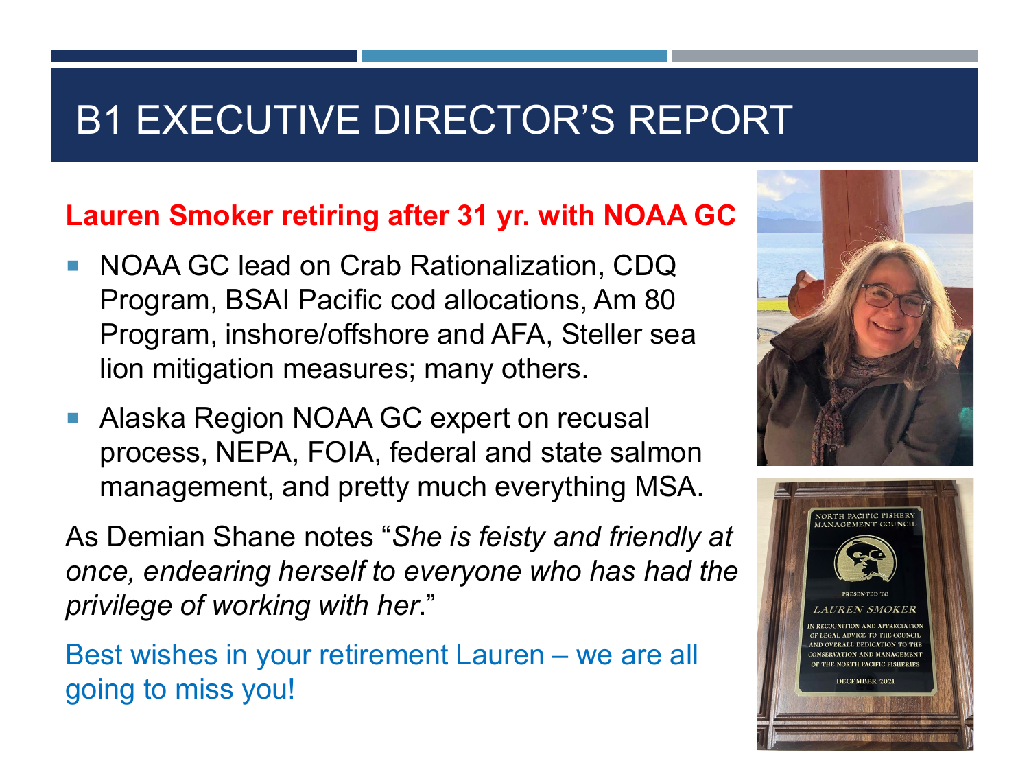# B1 EXECUTIVE DIRECTOR'S REPORT

**Lauren Smoker retiring after 31 yr. with NOAA GC**

- NOAA GC lead on Crab Rationalization, CDQ Program, BSAI Pacific cod allocations, Am 80 Program, inshore/offshore and AFA, Steller sea lion mitigation measures; many others.
- Alaska Region NOAA GC expert on recusal process, NEPA, FOIA, federal and state salmon management, and pretty much everything MSA.

As Demian Shane notes "*She is feisty and friendly at once, endearing herself to everyone who has had the privilege of working with her*."

Best wishes in your retirement Lauren – we are all going to miss you!

NORTH PACIFIC FISHERY MANAGEMENT COUNCIL

PRESENTED TO

*LAUREN SMOKER*

IN RECOGNITION AND APPRECIATION OF LEGAL ADVICE TO THE COUNCIL AND OVERALL DEDICATION TO THE CONSERVATION AND MANAGEMENT OF THE NORTH PACIFIC FISHERIES

DECEMBER 2021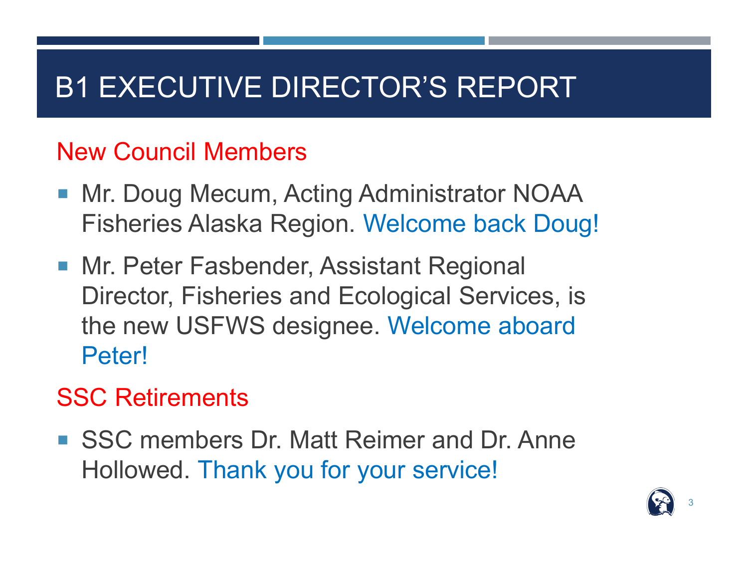# B1 EXECUTIVE DIRECTOR'S REPORT

## New Council Members

- Mr. Doug Mecum, Acting Administrator NOAA Fisheries Alaska Region. Welcome back Doug!
- Mr. Peter Fasbender, Assistant Regional Director, Fisheries and Ecological Services, is the new USFWS designee. Welcome aboard Peter!

## SSC Retirements

- SSC members Dr. Matt Reimer and Dr. Anne Hollowed. Thank you for your service!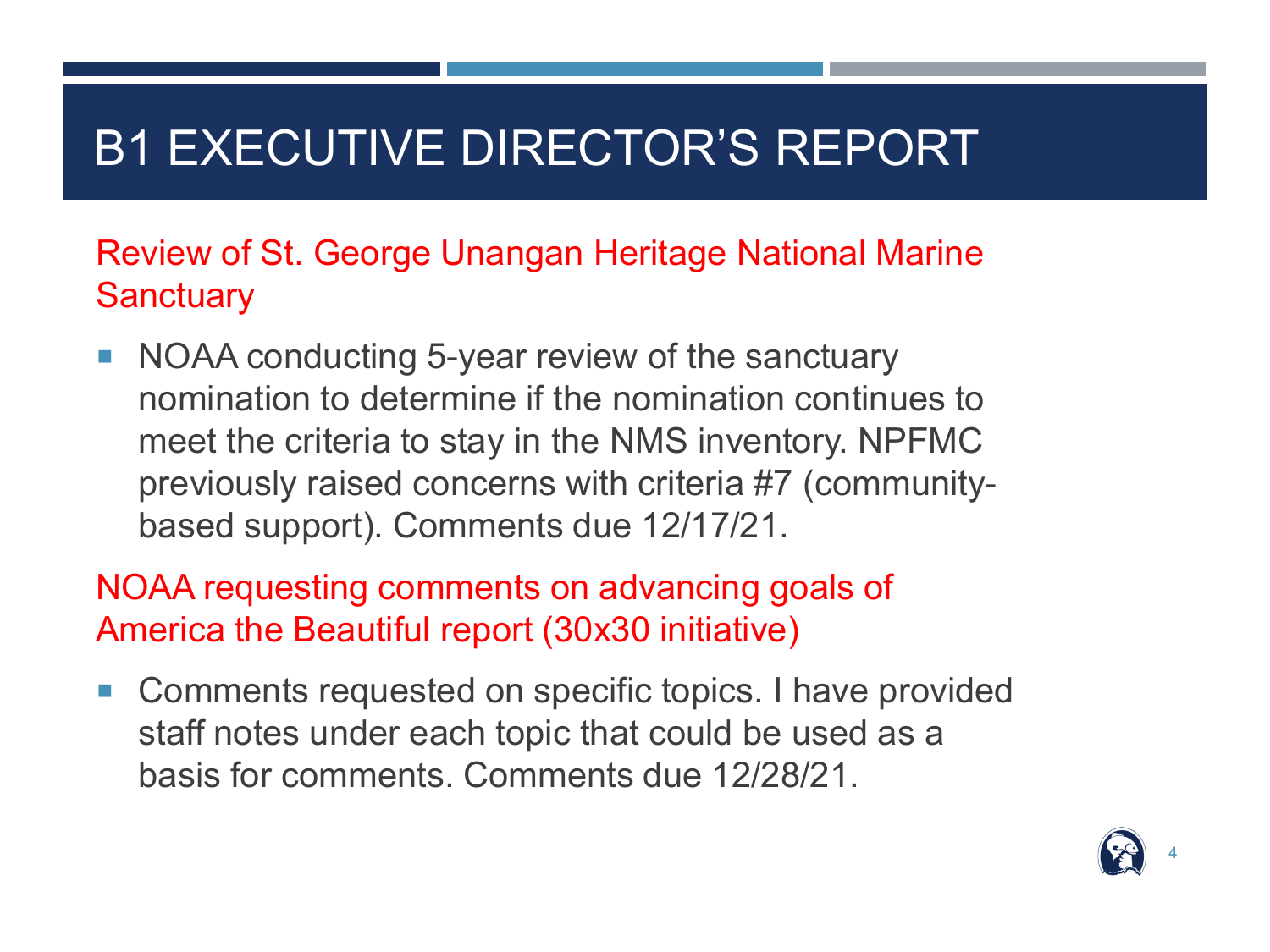# B1 EXECUTIVE DIRECTOR'S REPORT

## Review of St. George Unangan Heritage National Marine Sanctuary

- NOAA conducting 5-year review of the sanctuary nomination to determine if the nomination continues to meet the criteria to stay in the NMS inventory. NPFMC previously raised concerns with criteria #7 (community-based support). Comments due 12/17/21.

## NOAA requesting comments on advancing goals of America the Beautiful report (30x30 initiative)

- Comments requested on specific topics. I have provided staff notes under each topic that could be used as a basis for comments. Comments due 12/28/21.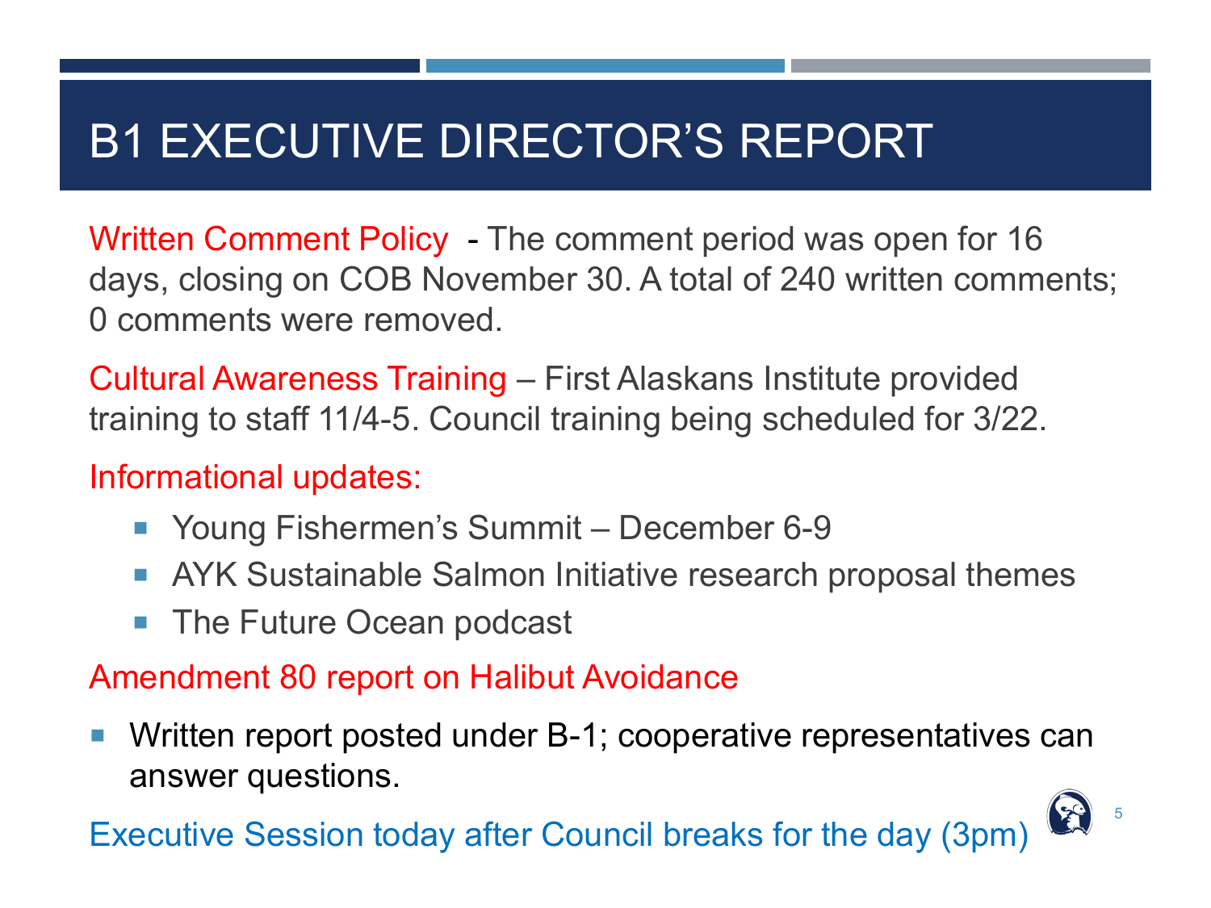# B1 EXECUTIVE DIRECTOR'S REPORT

Written Comment Policy - The comment period was open for 16 days, closing on COB November 30. A total of 240 written comments; 0 comments were removed.

Cultural Awareness Training – First Alaskans Institute provided training to staff 11/4-5. Council training being scheduled for 3/22.

Informational updates:

- Young Fishermen's Summit – December 6-9
- AYK Sustainable Salmon Initiative research proposal themes
- The Future Ocean podcast

Amendment 80 report on Halibut Avoidance

- Written report posted under B-1; cooperative representatives can answer questions.

Executive Session today after Council breaks for the day (3pm)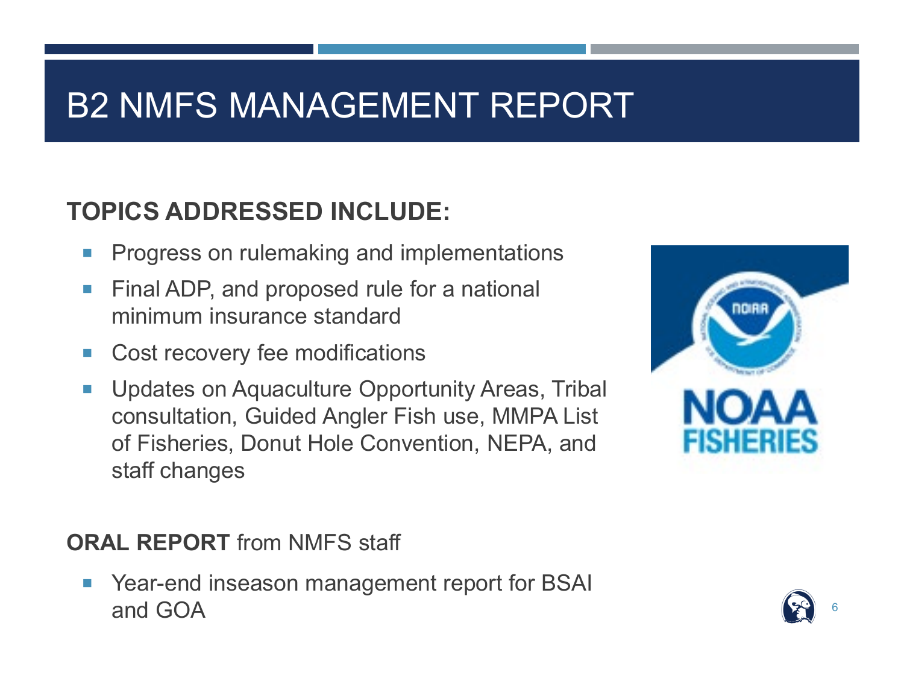# B2 NMFS MANAGEMENT REPORT

**TOPICS ADDRESSED INCLUDE:**

- Progress on rulemaking and implementations
- Final ADP, and proposed rule for a national minimum insurance standard
- Cost recovery fee modifications
- Updates on Aquaculture Opportunity Areas, Tribal consultation, Guided Angler Fish use, MMPA List of Fisheries, Donut Hole Convention, NEPA, and staff changes

**ORAL REPORT** from NMFS staff

- Year-end inseason management report for BSAI and GOA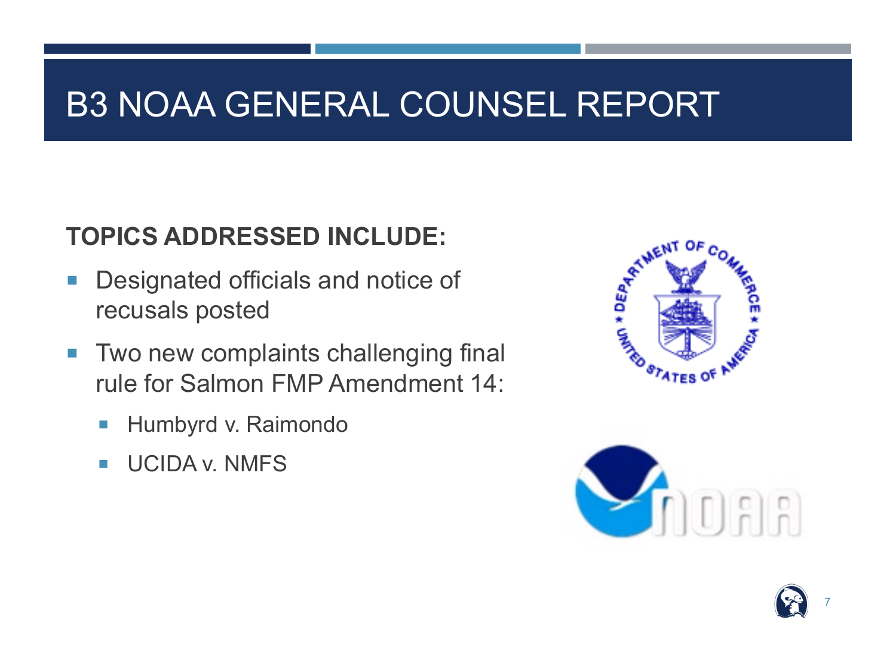# B3 NOAA GENERAL COUNSEL REPORT

**TOPICS ADDRESSED INCLUDE:**

- Designated officials and notice of recusals posted
- Two new complaints challenging final rule for Salmon FMP Amendment 14:
  - Humbyrd v. Raimondo
  - UCIDA v. NMFS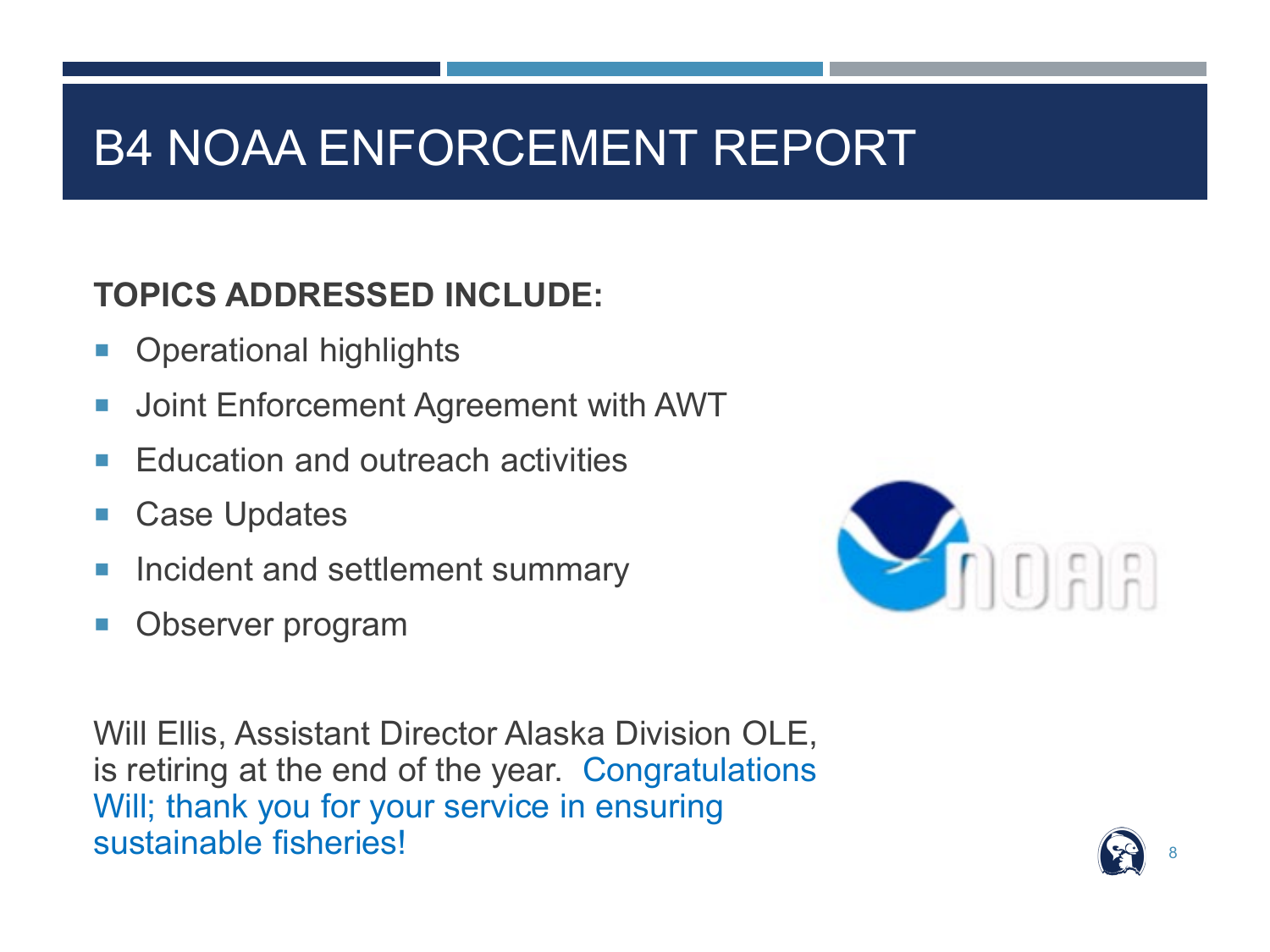# B4 NOAA ENFORCEMENT REPORT

**TOPICS ADDRESSED INCLUDE:**

- Operational highlights
- Joint Enforcement Agreement with AWT
- Education and outreach activities
- Case Updates
- Incident and settlement summary
- Observer program

Will Ellis, Assistant Director Alaska Division OLE, is retiring at the end of the year. Congratulations Will; thank you for your service in ensuring sustainable fisheries!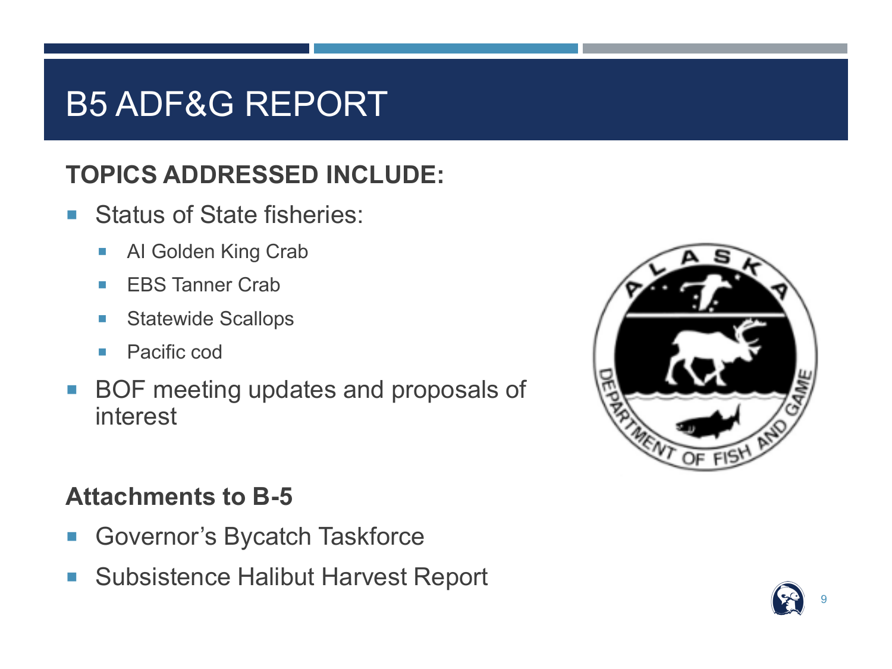# B5 ADF&G REPORT

**TOPICS ADDRESSED INCLUDE:**

- Status of State fisheries:
  - AI Golden King Crab
  - EBS Tanner Crab
  - Statewide Scallops
  - Pacific cod
- BOF meeting updates and proposals of interest

**Attachments to B-5**

- Governor's Bycatch Taskforce
- Subsistence Halibut Harvest Report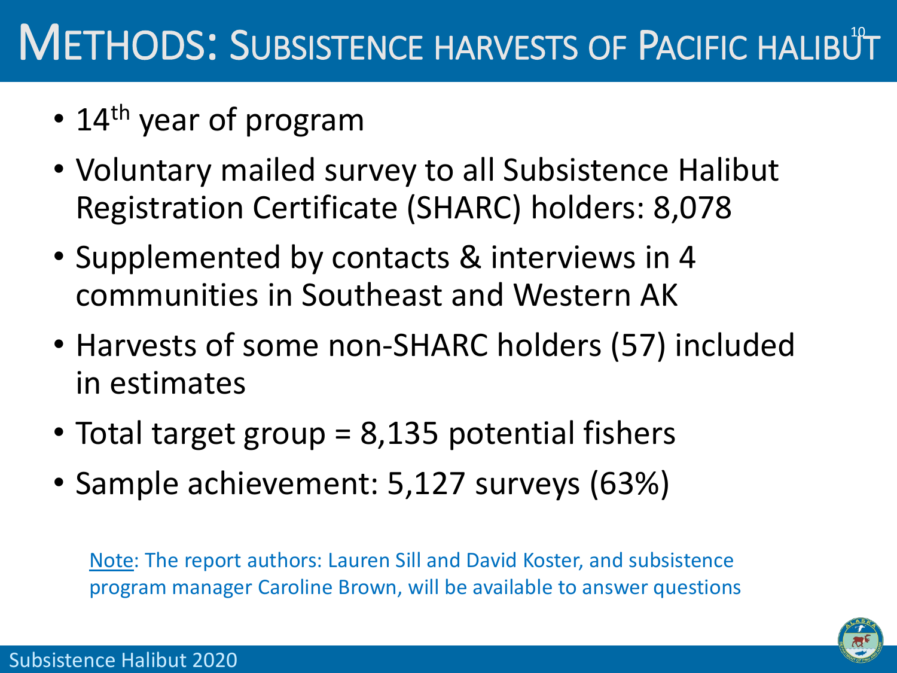# Methods: Subsistence harvests of Pacific halibut

- 14th year of program
- Voluntary mailed survey to all Subsistence Halibut Registration Certificate (SHARC) holders: 8,078
- Supplemented by contacts & interviews in 4 communities in Southeast and Western AK
- Harvests of some non-SHARC holders (57) included in estimates
- Total target group = 8,135 potential fishers
- Sample achievement: 5,127 surveys (63%)

Note: The report authors: Lauren Sill and David Koster, and subsistence program manager Caroline Brown, will be available to answer questions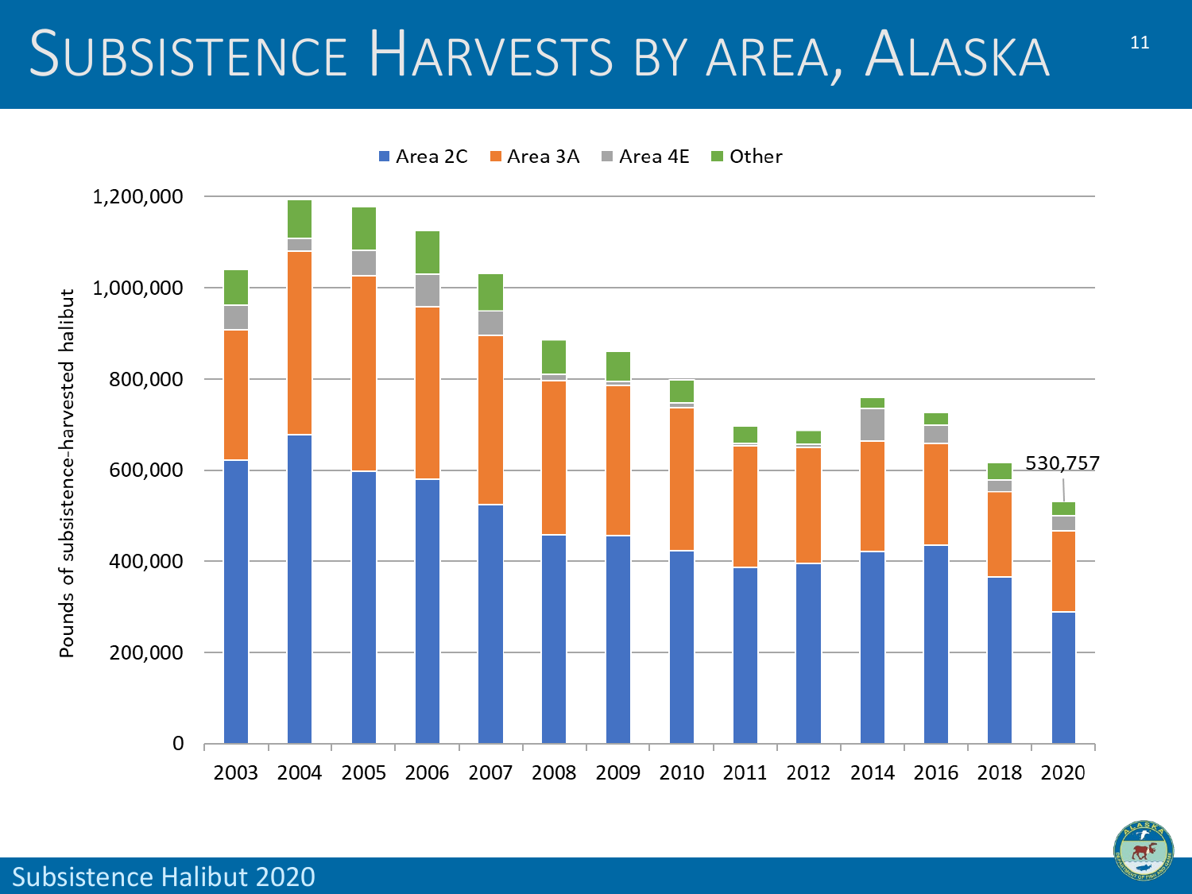# Subsistence Harvests by area, Alaska

Area 2C | Area 3A | Area 4E | Other

Pounds of subsistence-harvested halibut

1,200,000
1,000,000
800,000
600,000
400,000
200,000
0

2003 2004 2005 2006 2007 2008 2009 2010 2011 2012 2014 2016 2018 2020

530,757

Subsistence Halibut 2020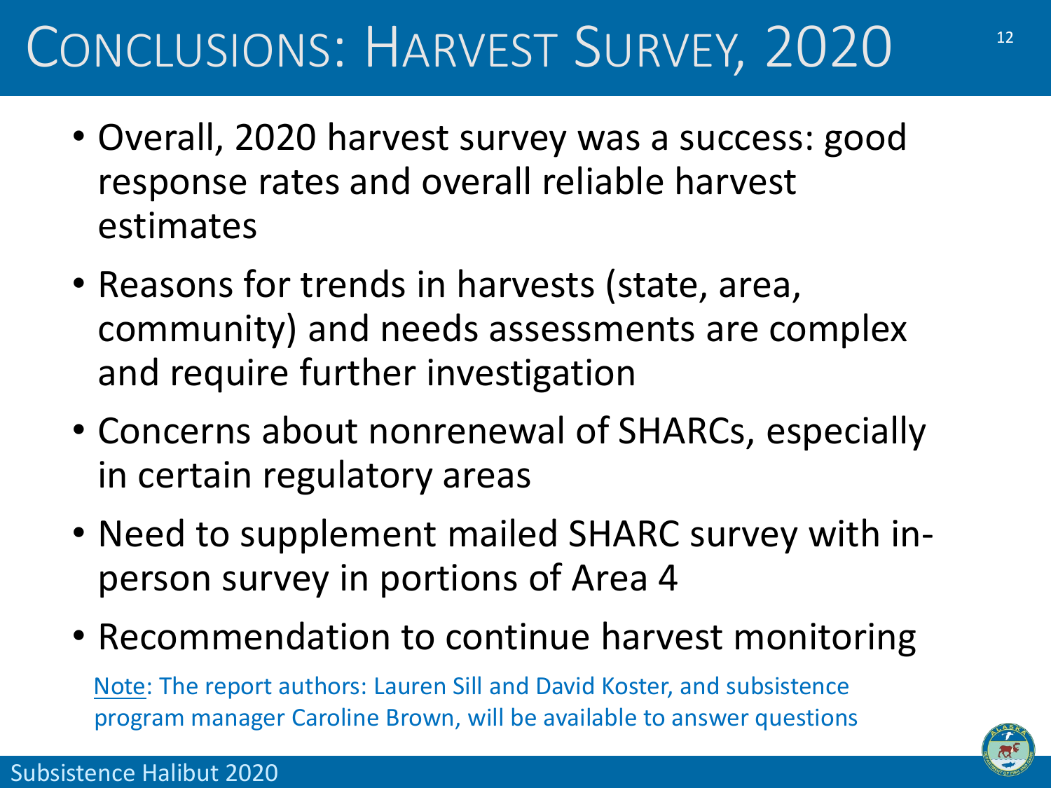# Conclusions: Harvest Survey, 2020

- Overall, 2020 harvest survey was a success: good response rates and overall reliable harvest estimates
- Reasons for trends in harvests (state, area, community) and needs assessments are complex and require further investigation
- Concerns about nonrenewal of SHARCs, especially in certain regulatory areas
- Need to supplement mailed SHARC survey with in-person survey in portions of Area 4
- Recommendation to continue harvest monitoring

Note: The report authors: Lauren Sill and David Koster, and subsistence program manager Caroline Brown, will be available to answer questions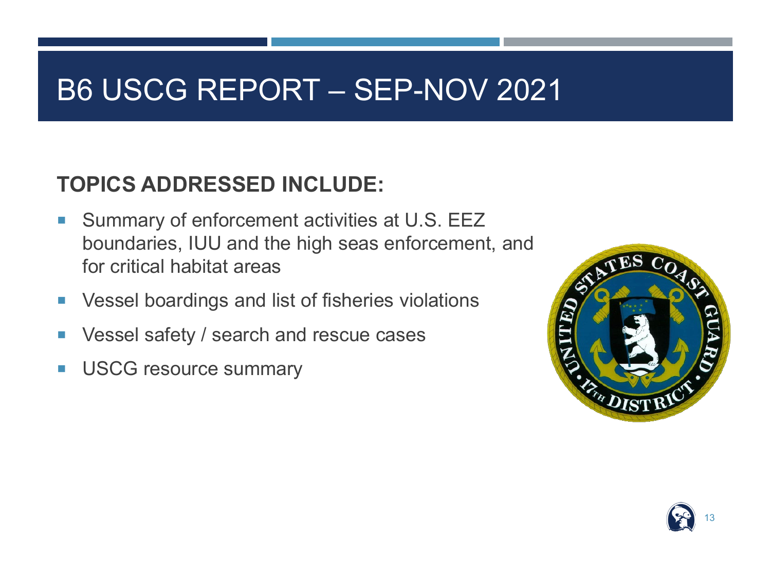# B6 USCG REPORT – SEP-NOV 2021

## TOPICS ADDRESSED INCLUDE:

- Summary of enforcement activities at U.S. EEZ boundaries, IUU and the high seas enforcement, and for critical habitat areas
- Vessel boardings and list of fisheries violations
- Vessel safety / search and rescue cases
- USCG resource summary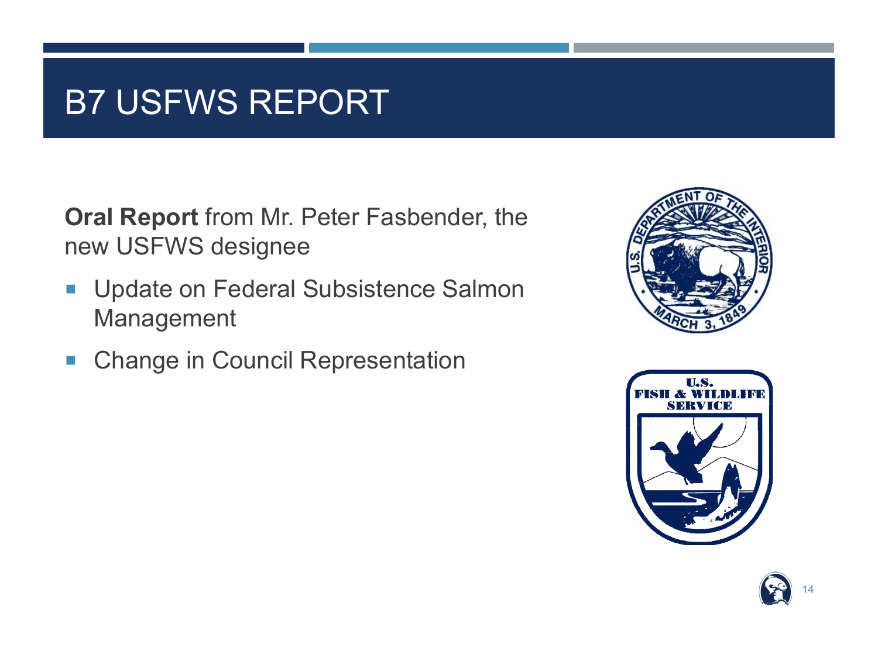# B7 USFWS REPORT

**Oral Report** from Mr. Peter Fasbender, the new USFWS designee

- Update on Federal Subsistence Salmon Management
- Change in Council Representation